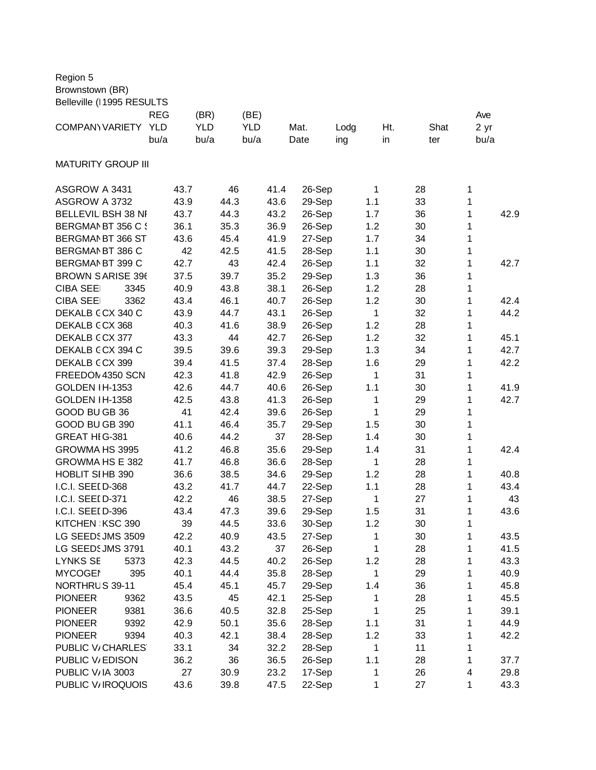Region 5
Brownstown (BR)
Belleville (I 1995 RESULTS

| COMPANY | VARIETY | REG YLD bu/a | (BR) YLD bu/a | (BE) YLD bu/a | Mat. Date | Lodging | Ht. in | Shatter | Ave 2 yr bu/a |
|---|---|---|---|---|---|---|---|---|---|
| MATURITY GROUP III | | | | | | | | | |
| ASGROW | A 3431 | 43.7 | 46 | 41.4 | 26-Sep | 1 | 28 | 1 | |
| ASGROW | A 3732 | 43.9 | 44.3 | 43.6 | 29-Sep | 1.1 | 33 | 1 | |
| BELLEVIL | BSH 38 NF | 43.7 | 44.3 | 43.2 | 26-Sep | 1.7 | 36 | 1 | 42.9 |
| BERGMAN | BT 356 C S | 36.1 | 35.3 | 36.9 | 26-Sep | 1.2 | 30 | 1 | |
| BERGMAN | BT 366 ST | 43.6 | 45.4 | 41.9 | 27-Sep | 1.7 | 34 | 1 | |
| BERGMAN | BT 386 C | 42 | 42.5 | 41.5 | 28-Sep | 1.1 | 30 | 1 | |
| BERGMAN | BT 399 C | 42.7 | 43 | 42.4 | 26-Sep | 1.1 | 32 | 1 | 42.7 |
| BROWN S | ARISE 396 | 37.5 | 39.7 | 35.2 | 29-Sep | 1.3 | 36 | 1 | |
| CIBA SEE | 3345 | 40.9 | 43.8 | 38.1 | 26-Sep | 1.2 | 28 | 1 | |
| CIBA SEE | 3362 | 43.4 | 46.1 | 40.7 | 26-Sep | 1.2 | 30 | 1 | 42.4 |
| DEKALB G | CX 340 C | 43.9 | 44.7 | 43.1 | 26-Sep | 1 | 32 | 1 | 44.2 |
| DEKALB G | CX 368 | 40.3 | 41.6 | 38.9 | 26-Sep | 1.2 | 28 | 1 | |
| DEKALB G | CX 377 | 43.3 | 44 | 42.7 | 26-Sep | 1.2 | 32 | 1 | 45.1 |
| DEKALB G | CX 394 C | 39.5 | 39.6 | 39.3 | 29-Sep | 1.3 | 34 | 1 | 42.7 |
| DEKALB G | CX 399 | 39.4 | 41.5 | 37.4 | 28-Sep | 1.6 | 29 | 1 | 42.2 |
| FREEDOM | 4350 SCN | 42.3 | 41.8 | 42.9 | 26-Sep | 1 | 31 | 1 | |
| GOLDEN I | H-1353 | 42.6 | 44.7 | 40.6 | 26-Sep | 1.1 | 30 | 1 | 41.9 |
| GOLDEN I | H-1358 | 42.5 | 43.8 | 41.3 | 26-Sep | 1 | 29 | 1 | 42.7 |
| GOOD BU | GB 36 | 41 | 42.4 | 39.6 | 26-Sep | 1 | 29 | 1 | |
| GOOD BU | GB 390 | 41.1 | 46.4 | 35.7 | 29-Sep | 1.5 | 30 | 1 | |
| GREAT HI | G-381 | 40.6 | 44.2 | 37 | 28-Sep | 1.4 | 30 | 1 | |
| GROWMA | HS 3995 | 41.2 | 46.8 | 35.6 | 29-Sep | 1.4 | 31 | 1 | 42.4 |
| GROWMA | HS E 382 | 41.7 | 46.8 | 36.6 | 28-Sep | 1 | 28 | 1 | |
| HOBLIT SI | HB 390 | 36.6 | 38.5 | 34.6 | 29-Sep | 1.2 | 28 | 1 | 40.8 |
| I.C.I. SEED | D-368 | 43.2 | 41.7 | 44.7 | 22-Sep | 1.1 | 28 | 1 | 43.4 |
| I.C.I. SEED | D-371 | 42.2 | 46 | 38.5 | 27-Sep | 1 | 27 | 1 | 43 |
| I.C.I. SEED | D-396 | 43.4 | 47.3 | 39.6 | 29-Sep | 1.5 | 31 | 1 | 43.6 |
| KITCHEN | KSC 390 | 39 | 44.5 | 33.6 | 30-Sep | 1.2 | 30 | 1 | |
| LG SEEDS | JMS 3509 | 42.2 | 40.9 | 43.5 | 27-Sep | 1 | 30 | 1 | 43.5 |
| LG SEEDS | JMS 3791 | 40.1 | 43.2 | 37 | 26-Sep | 1 | 28 | 1 | 41.5 |
| LYNKS SE | 5373 | 42.3 | 44.5 | 40.2 | 26-Sep | 1.2 | 28 | 1 | 43.3 |
| MYCOGEN | 395 | 40.1 | 44.4 | 35.8 | 28-Sep | 1 | 29 | 1 | 40.9 |
| NORTHRU | S 39-11 | 45.4 | 45.1 | 45.7 | 29-Sep | 1.4 | 36 | 1 | 45.8 |
| PIONEER | 9362 | 43.5 | 45 | 42.1 | 25-Sep | 1 | 28 | 1 | 45.5 |
| PIONEER | 9381 | 36.6 | 40.5 | 32.8 | 25-Sep | 1 | 25 | 1 | 39.1 |
| PIONEER | 9392 | 42.9 | 50.1 | 35.6 | 28-Sep | 1.1 | 31 | 1 | 44.9 |
| PIONEER | 9394 | 40.3 | 42.1 | 38.4 | 28-Sep | 1.2 | 33 | 1 | 42.2 |
| PUBLIC V/ | CHARLES | 33.1 | 34 | 32.2 | 28-Sep | 1 | 11 | 1 | |
| PUBLIC V/ | EDISON | 36.2 | 36 | 36.5 | 26-Sep | 1.1 | 28 | 1 | 37.7 |
| PUBLIC V/ | IA 3003 | 27 | 30.9 | 23.2 | 17-Sep | 1 | 26 | 4 | 29.8 |
| PUBLIC V/ | IROQUOIS | 43.6 | 39.8 | 47.5 | 22-Sep | 1 | 27 | 1 | 43.3 |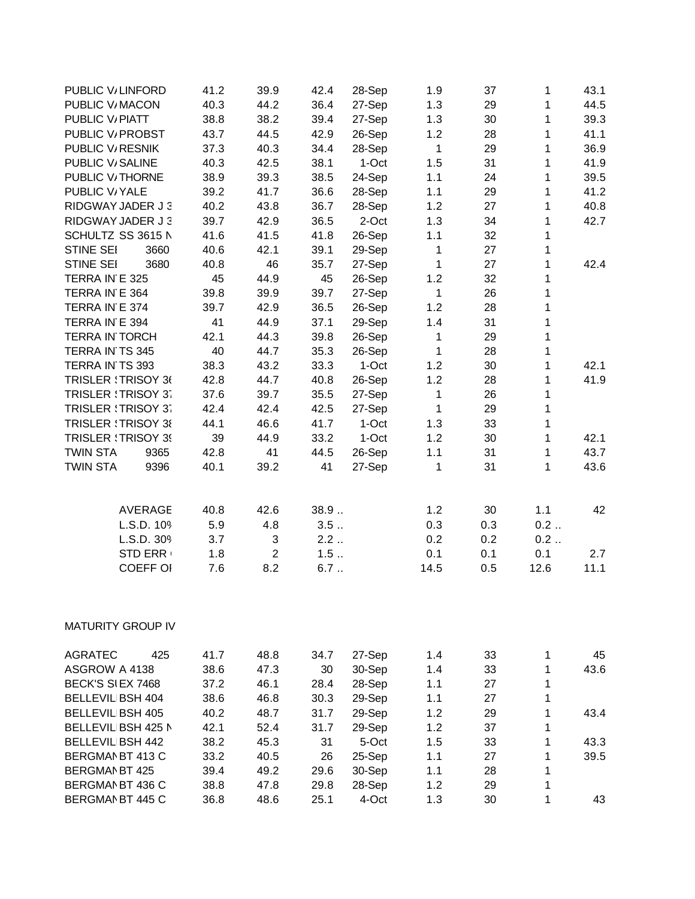| | | | | | | | | | |
|---|---|---|---|---|---|---|---|---|---|
| PUBLIC V/ | LINFORD | 41.2 | 39.9 | 42.4 | 28-Sep | 1.9 | 37 | 1 | 43.1 |
| PUBLIC V/ | MACON | 40.3 | 44.2 | 36.4 | 27-Sep | 1.3 | 29 | 1 | 44.5 |
| PUBLIC V/ | PIATT | 38.8 | 38.2 | 39.4 | 27-Sep | 1.3 | 30 | 1 | 39.3 |
| PUBLIC V/ | PROBST | 43.7 | 44.5 | 42.9 | 26-Sep | 1.2 | 28 | 1 | 41.1 |
| PUBLIC V/ | RESNIK | 37.3 | 40.3 | 34.4 | 28-Sep | 1 | 29 | 1 | 36.9 |
| PUBLIC V/ | SALINE | 40.3 | 42.5 | 38.1 | 1-Oct | 1.5 | 31 | 1 | 41.9 |
| PUBLIC V/ | THORNE | 38.9 | 39.3 | 38.5 | 24-Sep | 1.1 | 24 | 1 | 39.5 |
| PUBLIC V/ | YALE | 39.2 | 41.7 | 36.6 | 28-Sep | 1.1 | 29 | 1 | 41.2 |
| RIDGWAY | JADER J 3 | 40.2 | 43.8 | 36.7 | 28-Sep | 1.2 | 27 | 1 | 40.8 |
| RIDGWAY | JADER J 3 | 39.7 | 42.9 | 36.5 | 2-Oct | 1.3 | 34 | 1 | 42.7 |
| SCHULTZ | SS 3615 N | 41.6 | 41.5 | 41.8 | 26-Sep | 1.1 | 32 | 1 | |
| STINE SEI | 3660 | 40.6 | 42.1 | 39.1 | 29-Sep | 1 | 27 | 1 | |
| STINE SEI | 3680 | 40.8 | 46 | 35.7 | 27-Sep | 1 | 27 | 1 | 42.4 |
| TERRA IN | E 325 | 45 | 44.9 | 45 | 26-Sep | 1.2 | 32 | 1 | |
| TERRA IN | E 364 | 39.8 | 39.9 | 39.7 | 27-Sep | 1 | 26 | 1 | |
| TERRA IN | E 374 | 39.7 | 42.9 | 36.5 | 26-Sep | 1.2 | 28 | 1 | |
| TERRA IN | E 394 | 41 | 44.9 | 37.1 | 29-Sep | 1.4 | 31 | 1 | |
| TERRA IN | TORCH | 42.1 | 44.3 | 39.8 | 26-Sep | 1 | 29 | 1 | |
| TERRA IN | TS 345 | 40 | 44.7 | 35.3 | 26-Sep | 1 | 28 | 1 | |
| TERRA IN | TS 393 | 38.3 | 43.2 | 33.3 | 1-Oct | 1.2 | 30 | 1 | 42.1 |
| TRISLER | TRISOY 36 | 42.8 | 44.7 | 40.8 | 26-Sep | 1.2 | 28 | 1 | 41.9 |
| TRISLER | TRISOY 37 | 37.6 | 39.7 | 35.5 | 27-Sep | 1 | 26 | 1 | |
| TRISLER | TRISOY 37 | 42.4 | 42.4 | 42.5 | 27-Sep | 1 | 29 | 1 | |
| TRISLER | TRISOY 38 | 44.1 | 46.6 | 41.7 | 1-Oct | 1.3 | 33 | 1 | |
| TRISLER | TRISOY 39 | 39 | 44.9 | 33.2 | 1-Oct | 1.2 | 30 | 1 | 42.1 |
| TWIN STA | 9365 | 42.8 | 41 | 44.5 | 26-Sep | 1.1 | 31 | 1 | 43.7 |
| TWIN STA | 9396 | 40.1 | 39.2 | 41 | 27-Sep | 1 | 31 | 1 | 43.6 |
| | | | | | | | | | |
| | AVERAGE | 40.8 | 42.6 | 38.9 .. | | 1.2 | 30 | 1.1 | 42 |
| | L.S.D. 10% | 5.9 | 4.8 | 3.5 .. | | 0.3 | 0.3 | 0.2 .. | |
| | L.S.D. 30% | 3.7 | 3 | 2.2 .. | | 0.2 | 0.2 | 0.2 .. | |
| | STD ERR | 1.8 | 2 | 1.5 .. | | 0.1 | 0.1 | 0.1 | 2.7 |
| | COEFF OF | 7.6 | 8.2 | 6.7 .. | | 14.5 | 0.5 | 12.6 | 11.1 |

MATURITY GROUP IV

| | | | | | | | | | |
|---|---|---|---|---|---|---|---|---|---|
| AGRATEC | 425 | 41.7 | 48.8 | 34.7 | 27-Sep | 1.4 | 33 | 1 | 45 |
| ASGROW | A 4138 | 38.6 | 47.3 | 30 | 30-Sep | 1.4 | 33 | 1 | 43.6 |
| BECK'S SE | EX 7468 | 37.2 | 46.1 | 28.4 | 28-Sep | 1.1 | 27 | 1 | |
| BELLEVIL | BSH 404 | 38.6 | 46.8 | 30.3 | 29-Sep | 1.1 | 27 | 1 | |
| BELLEVIL | BSH 405 | 40.2 | 48.7 | 31.7 | 29-Sep | 1.2 | 29 | 1 | 43.4 |
| BELLEVIL | BSH 425 N | 42.1 | 52.4 | 31.7 | 29-Sep | 1.2 | 37 | 1 | |
| BELLEVIL | BSH 442 | 38.2 | 45.3 | 31 | 5-Oct | 1.5 | 33 | 1 | 43.3 |
| BERGMAN | BT 413 C | 33.2 | 40.5 | 26 | 25-Sep | 1.1 | 27 | 1 | 39.5 |
| BERGMAN | BT 425 | 39.4 | 49.2 | 29.6 | 30-Sep | 1.1 | 28 | 1 | |
| BERGMAN | BT 436 C | 38.8 | 47.8 | 29.8 | 28-Sep | 1.2 | 29 | 1 | |
| BERGMAN | BT 445 C | 36.8 | 48.6 | 25.1 | 4-Oct | 1.3 | 30 | 1 | 43 |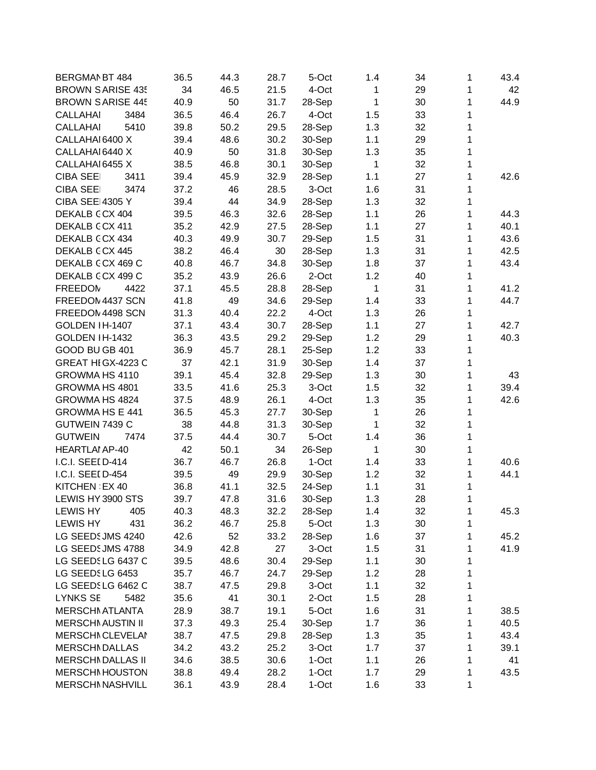| | | | | | | | | | |
|---|---|---|---|---|---|---|---|---|---|
| BERGMAN | BT 484 | 36.5 | 44.3 | 28.7 | 5-Oct | 1.4 | 34 | 1 | 43.4 |
| BROWN S | ARISE 435 | 34 | 46.5 | 21.5 | 4-Oct | 1 | 29 | 1 | 42 |
| BROWN S | ARISE 445 | 40.9 | 50 | 31.7 | 28-Sep | 1 | 30 | 1 | 44.9 |
| CALLAHAI | 3484 | 36.5 | 46.4 | 26.7 | 4-Oct | 1.5 | 33 | 1 | |
| CALLAHAI | 5410 | 39.8 | 50.2 | 29.5 | 28-Sep | 1.3 | 32 | 1 | |
| CALLAHAI | 6400 X | 39.4 | 48.6 | 30.2 | 30-Sep | 1.1 | 29 | 1 | |
| CALLAHAI | 6440 X | 40.9 | 50 | 31.8 | 30-Sep | 1.3 | 35 | 1 | |
| CALLAHAI | 6455 X | 38.5 | 46.8 | 30.1 | 30-Sep | 1 | 32 | 1 | |
| CIBA SEE | 3411 | 39.4 | 45.9 | 32.9 | 28-Sep | 1.1 | 27 | 1 | 42.6 |
| CIBA SEE | 3474 | 37.2 | 46 | 28.5 | 3-Oct | 1.6 | 31 | 1 | |
| CIBA SEE | 4305 Y | 39.4 | 44 | 34.9 | 28-Sep | 1.3 | 32 | 1 | |
| DEKALB G | CX 404 | 39.5 | 46.3 | 32.6 | 28-Sep | 1.1 | 26 | 1 | 44.3 |
| DEKALB G | CX 411 | 35.2 | 42.9 | 27.5 | 28-Sep | 1.1 | 27 | 1 | 40.1 |
| DEKALB G | CX 434 | 40.3 | 49.9 | 30.7 | 29-Sep | 1.5 | 31 | 1 | 43.6 |
| DEKALB G | CX 445 | 38.2 | 46.4 | 30 | 28-Sep | 1.3 | 31 | 1 | 42.5 |
| DEKALB G | CX 469 C | 40.8 | 46.7 | 34.8 | 30-Sep | 1.8 | 37 | 1 | 43.4 |
| DEKALB G | CX 499 C | 35.2 | 43.9 | 26.6 | 2-Oct | 1.2 | 40 | 1 | |
| FREEDOM | 4422 | 37.1 | 45.5 | 28.8 | 28-Sep | 1 | 31 | 1 | 41.2 |
| FREEDOM | 4437 SCN | 41.8 | 49 | 34.6 | 29-Sep | 1.4 | 33 | 1 | 44.7 |
| FREEDOM | 4498 SCN | 31.3 | 40.4 | 22.2 | 4-Oct | 1.3 | 26 | 1 | |
| GOLDEN I | H-1407 | 37.1 | 43.4 | 30.7 | 28-Sep | 1.1 | 27 | 1 | 42.7 |
| GOLDEN I | H-1432 | 36.3 | 43.5 | 29.2 | 29-Sep | 1.2 | 29 | 1 | 40.3 |
| GOOD BU | GB 401 | 36.9 | 45.7 | 28.1 | 25-Sep | 1.2 | 33 | 1 | |
| GREAT HI | GX-4223 C | 37 | 42.1 | 31.9 | 30-Sep | 1.4 | 37 | 1 | |
| GROWMA | HS 4110 | 39.1 | 45.4 | 32.8 | 29-Sep | 1.3 | 30 | 1 | 43 |
| GROWMA | HS 4801 | 33.5 | 41.6 | 25.3 | 3-Oct | 1.5 | 32 | 1 | 39.4 |
| GROWMA | HS 4824 | 37.5 | 48.9 | 26.1 | 4-Oct | 1.3 | 35 | 1 | 42.6 |
| GROWMA | HS E 441 | 36.5 | 45.3 | 27.7 | 30-Sep | 1 | 26 | 1 | |
| GUTWEIN | 7439 C | 38 | 44.8 | 31.3 | 30-Sep | 1 | 32 | 1 | |
| GUTWEIN | 7474 | 37.5 | 44.4 | 30.7 | 5-Oct | 1.4 | 36 | 1 | |
| HEARTLAI | AP-40 | 42 | 50.1 | 34 | 26-Sep | 1 | 30 | 1 | |
| I.C.I. SEEI | D-414 | 36.7 | 46.7 | 26.8 | 1-Oct | 1.4 | 33 | 1 | 40.6 |
| I.C.I. SEEI | D-454 | 39.5 | 49 | 29.9 | 30-Sep | 1.2 | 32 | 1 | 44.1 |
| KITCHEN | EX 40 | 36.8 | 41.1 | 32.5 | 24-Sep | 1.1 | 31 | 1 | |
| LEWIS HY | 3900 STS | 39.7 | 47.8 | 31.6 | 30-Sep | 1.3 | 28 | 1 | |
| LEWIS HY | 405 | 40.3 | 48.3 | 32.2 | 28-Sep | 1.4 | 32 | 1 | 45.3 |
| LEWIS HY | 431 | 36.2 | 46.7 | 25.8 | 5-Oct | 1.3 | 30 | 1 | |
| LG SEEDS | JMS 4240 | 42.6 | 52 | 33.2 | 28-Sep | 1.6 | 37 | 1 | 45.2 |
| LG SEEDS | JMS 4788 | 34.9 | 42.8 | 27 | 3-Oct | 1.5 | 31 | 1 | 41.9 |
| LG SEEDS | LG 6437 C | 39.5 | 48.6 | 30.4 | 29-Sep | 1.1 | 30 | 1 | |
| LG SEEDS | LG 6453 | 35.7 | 46.7 | 24.7 | 29-Sep | 1.2 | 28 | 1 | |
| LG SEEDS | LG 6462 C | 38.7 | 47.5 | 29.8 | 3-Oct | 1.1 | 32 | 1 | |
| LYNKS SE | 5482 | 35.6 | 41 | 30.1 | 2-Oct | 1.5 | 28 | 1 | |
| MERSCHM | ATLANTA | 28.9 | 38.7 | 19.1 | 5-Oct | 1.6 | 31 | 1 | 38.5 |
| MERSCHM | AUSTIN II | 37.3 | 49.3 | 25.4 | 30-Sep | 1.7 | 36 | 1 | 40.5 |
| MERSCHM | CLEVELAN | 38.7 | 47.5 | 29.8 | 28-Sep | 1.3 | 35 | 1 | 43.4 |
| MERSCHM | DALLAS | 34.2 | 43.2 | 25.2 | 3-Oct | 1.7 | 37 | 1 | 39.1 |
| MERSCHM | DALLAS II | 34.6 | 38.5 | 30.6 | 1-Oct | 1.1 | 26 | 1 | 41 |
| MERSCHM | HOUSTON | 38.8 | 49.4 | 28.2 | 1-Oct | 1.7 | 29 | 1 | 43.5 |
| MERSCHM | NASHVILL | 36.1 | 43.9 | 28.4 | 1-Oct | 1.6 | 33 | 1 | |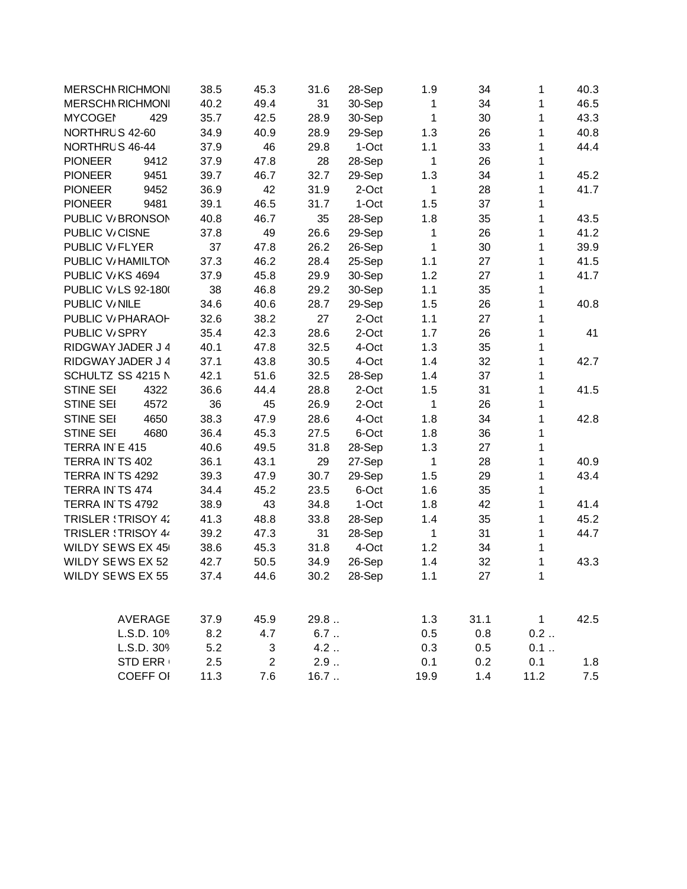| | | | | | | | | | |
|---|---|---|---|---|---|---|---|---|---|
| MERSCHM | RICHMONI | 38.5 | 45.3 | 31.6 | 28-Sep | 1.9 | 34 | 1 | 40.3 |
| MERSCHM | RICHMONI | 40.2 | 49.4 | 31 | 30-Sep | 1 | 34 | 1 | 46.5 |
| MYCOGEN | 429 | 35.7 | 42.5 | 28.9 | 30-Sep | 1 | 30 | 1 | 43.3 |
| NORTHRUS | S 42-60 | 34.9 | 40.9 | 28.9 | 29-Sep | 1.3 | 26 | 1 | 40.8 |
| NORTHRUS | S 46-44 | 37.9 | 46 | 29.8 | 1-Oct | 1.1 | 33 | 1 | 44.4 |
| PIONEER | 9412 | 37.9 | 47.8 | 28 | 28-Sep | 1 | 26 | 1 | |
| PIONEER | 9451 | 39.7 | 46.7 | 32.7 | 29-Sep | 1.3 | 34 | 1 | 45.2 |
| PIONEER | 9452 | 36.9 | 42 | 31.9 | 2-Oct | 1 | 28 | 1 | 41.7 |
| PIONEER | 9481 | 39.1 | 46.5 | 31.7 | 1-Oct | 1.5 | 37 | 1 | |
| PUBLIC V/ | BRONSON | 40.8 | 46.7 | 35 | 28-Sep | 1.8 | 35 | 1 | 43.5 |
| PUBLIC V/ | CISNE | 37.8 | 49 | 26.6 | 29-Sep | 1 | 26 | 1 | 41.2 |
| PUBLIC V/ | FLYER | 37 | 47.8 | 26.2 | 26-Sep | 1 | 30 | 1 | 39.9 |
| PUBLIC V/ | HAMILTON | 37.3 | 46.2 | 28.4 | 25-Sep | 1.1 | 27 | 1 | 41.5 |
| PUBLIC V/ | KS 4694 | 37.9 | 45.8 | 29.9 | 30-Sep | 1.2 | 27 | 1 | 41.7 |
| PUBLIC V/ | LS 92-180( | 38 | 46.8 | 29.2 | 30-Sep | 1.1 | 35 | 1 | |
| PUBLIC V/ | NILE | 34.6 | 40.6 | 28.7 | 29-Sep | 1.5 | 26 | 1 | 40.8 |
| PUBLIC V/ | PHARAOH | 32.6 | 38.2 | 27 | 2-Oct | 1.1 | 27 | 1 | |
| PUBLIC V/ | SPRY | 35.4 | 42.3 | 28.6 | 2-Oct | 1.7 | 26 | 1 | 41 |
| RIDGWAY | JADER J 4 | 40.1 | 47.8 | 32.5 | 4-Oct | 1.3 | 35 | 1 | |
| RIDGWAY | JADER J 4 | 37.1 | 43.8 | 30.5 | 4-Oct | 1.4 | 32 | 1 | 42.7 |
| SCHULTZ | SS 4215 N | 42.1 | 51.6 | 32.5 | 28-Sep | 1.4 | 37 | 1 | |
| STINE SEI | 4322 | 36.6 | 44.4 | 28.8 | 2-Oct | 1.5 | 31 | 1 | 41.5 |
| STINE SEI | 4572 | 36 | 45 | 26.9 | 2-Oct | 1 | 26 | 1 | |
| STINE SEI | 4650 | 38.3 | 47.9 | 28.6 | 4-Oct | 1.8 | 34 | 1 | 42.8 |
| STINE SEI | 4680 | 36.4 | 45.3 | 27.5 | 6-Oct | 1.8 | 36 | 1 | |
| TERRA IN | E 415 | 40.6 | 49.5 | 31.8 | 28-Sep | 1.3 | 27 | 1 | |
| TERRA IN | TS 402 | 36.1 | 43.1 | 29 | 27-Sep | 1 | 28 | 1 | 40.9 |
| TERRA IN | TS 4292 | 39.3 | 47.9 | 30.7 | 29-Sep | 1.5 | 29 | 1 | 43.4 |
| TERRA IN | TS 474 | 34.4 | 45.2 | 23.5 | 6-Oct | 1.6 | 35 | 1 | |
| TERRA IN | TS 4792 | 38.9 | 43 | 34.8 | 1-Oct | 1.8 | 42 | 1 | 41.4 |
| TRISLER | TRISOY 42 | 41.3 | 48.8 | 33.8 | 28-Sep | 1.4 | 35 | 1 | 45.2 |
| TRISLER | TRISOY 44 | 39.2 | 47.3 | 31 | 28-Sep | 1 | 31 | 1 | 44.7 |
| WILDY SE | WS EX 45 | 38.6 | 45.3 | 31.8 | 4-Oct | 1.2 | 34 | 1 | |
| WILDY SE | WS EX 52 | 42.7 | 50.5 | 34.9 | 26-Sep | 1.4 | 32 | 1 | 43.3 |
| WILDY SE | WS EX 55 | 37.4 | 44.6 | 30.2 | 28-Sep | 1.1 | 27 | 1 | |
| | | | | | | | | | |
| | AVERAGE | 37.9 | 45.9 | 29.8 .. | | 1.3 | 31.1 | 1 | 42.5 |
| | L.S.D. 10% | 8.2 | 4.7 | 6.7 .. | | 0.5 | 0.8 | 0.2 .. | |
| | L.S.D. 30% | 5.2 | 3 | 4.2 .. | | 0.3 | 0.5 | 0.1 .. | |
| | STD ERR | 2.5 | 2 | 2.9 .. | | 0.1 | 0.2 | 0.1 | 1.8 |
| | COEFF OI | 11.3 | 7.6 | 16.7 .. | | 19.9 | 1.4 | 11.2 | 7.5 |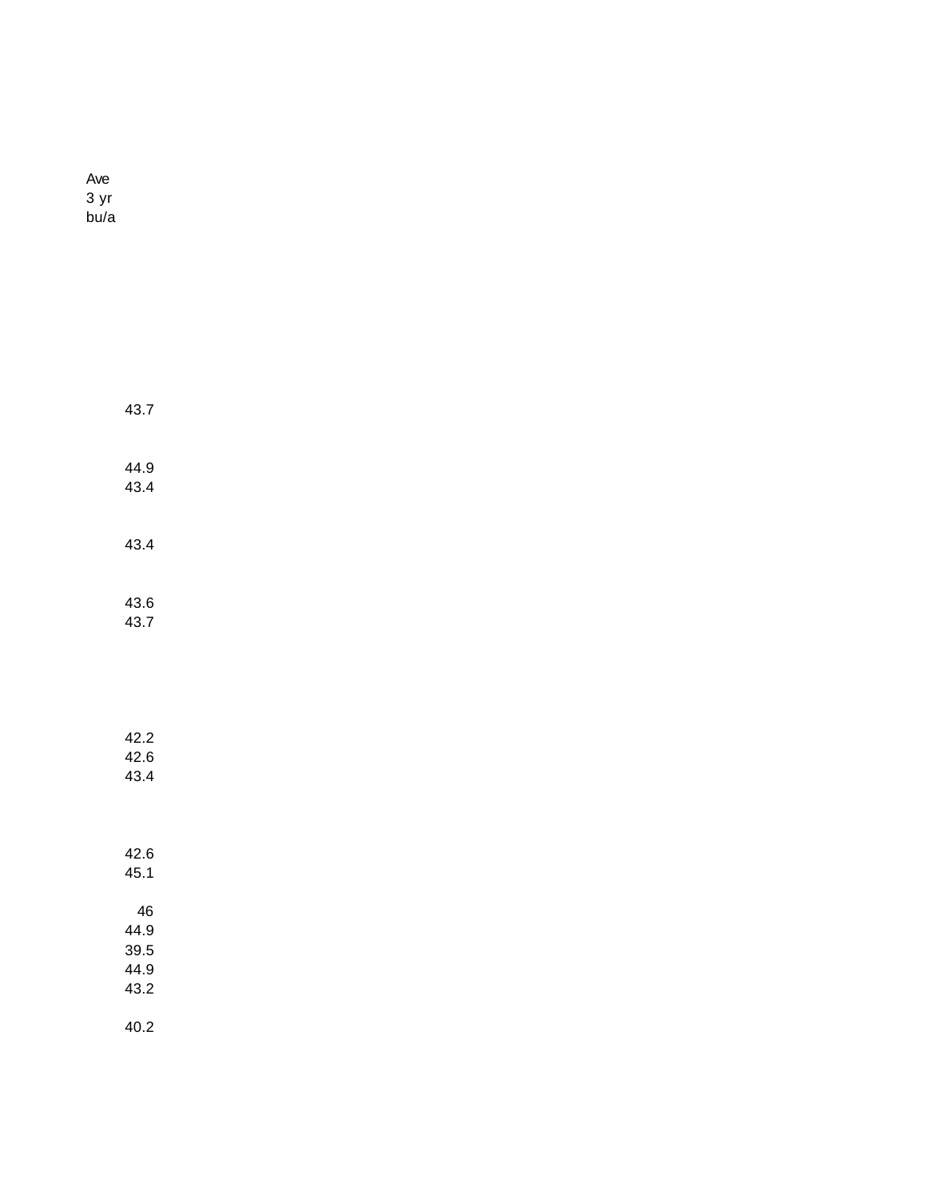| Ave 3 yr bu/a |
|---|
| |
| |
| |
| |
| |
| |
| |
| |
| |
| 43.7 |
| |
| |
| 44.9 |
| 43.4 |
| |
| |
| 43.4 |
| |
| |
| 43.6 |
| 43.7 |
| |
| |
| |
| |
| |
| 42.2 |
| 42.6 |
| 43.4 |
| |
| |
| |
| 42.6 |
| 45.1 |
| |
| 46 |
| 44.9 |
| 39.5 |
| 44.9 |
| 43.2 |
| |
| 40.2 |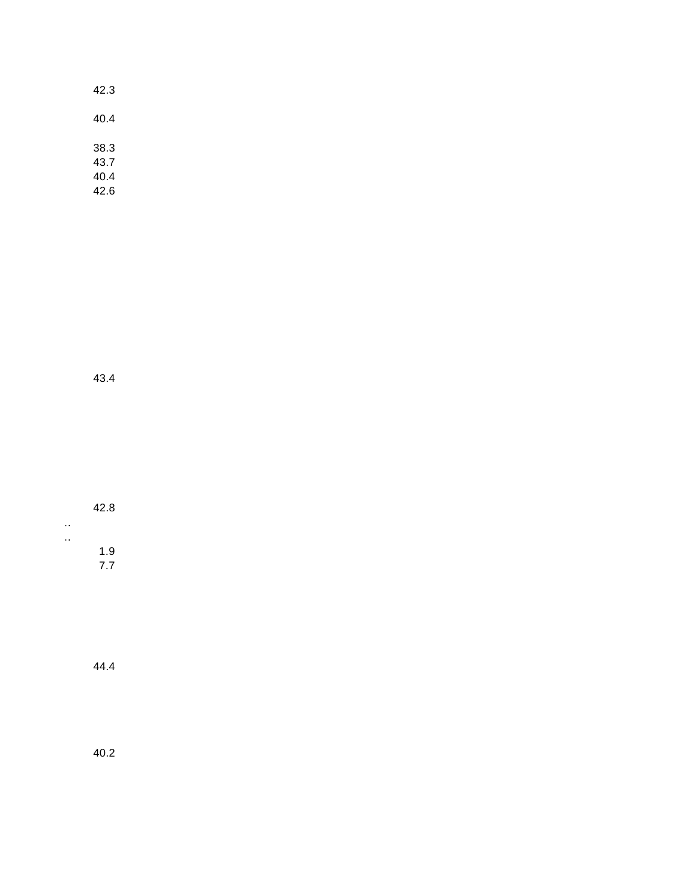42.3

40.4

38.3
43.7
40.4
42.6

43.4

42.8
..
..
1.9
7.7

44.4

40.2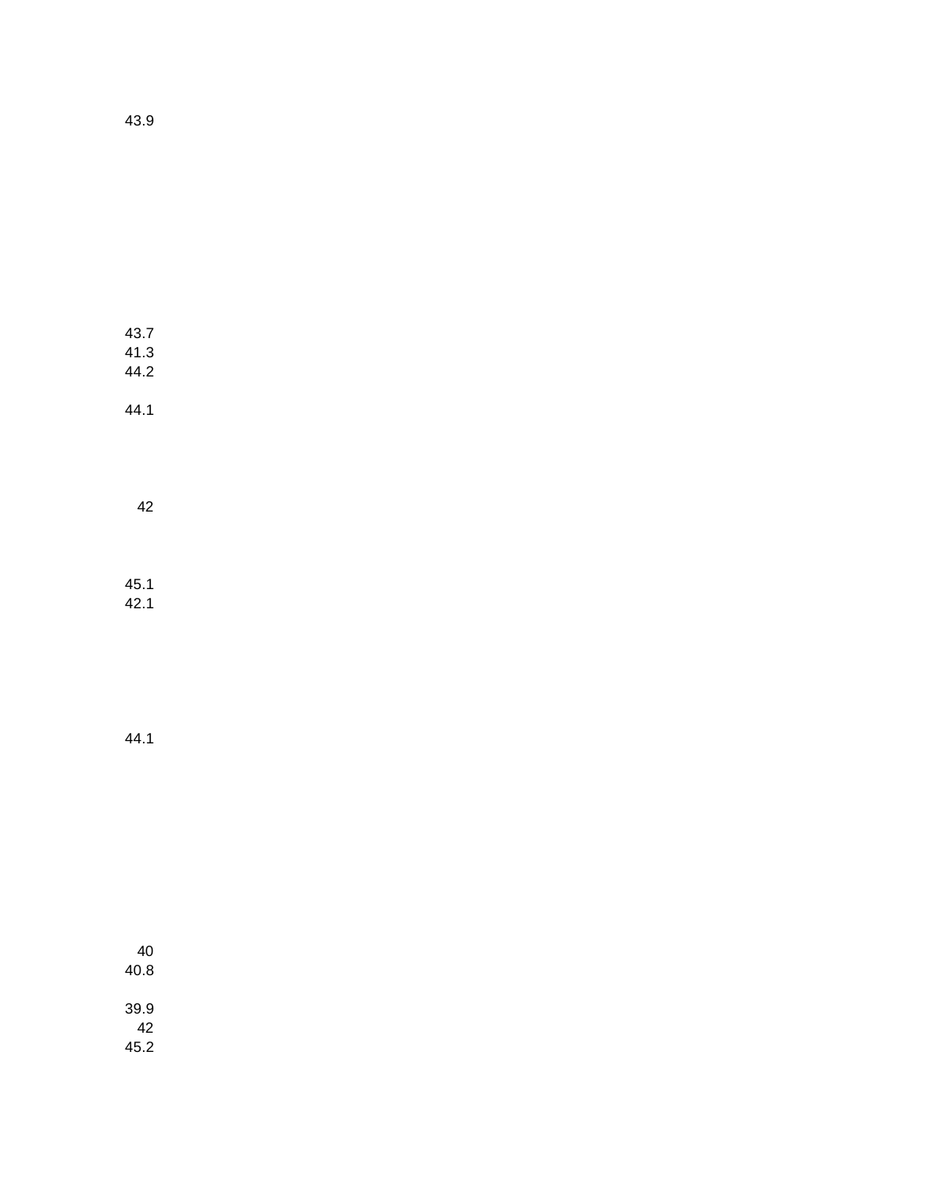43.9

43.7
41.3
44.2

44.1

42

45.1
42.1

44.1

40
40.8

39.9
42
45.2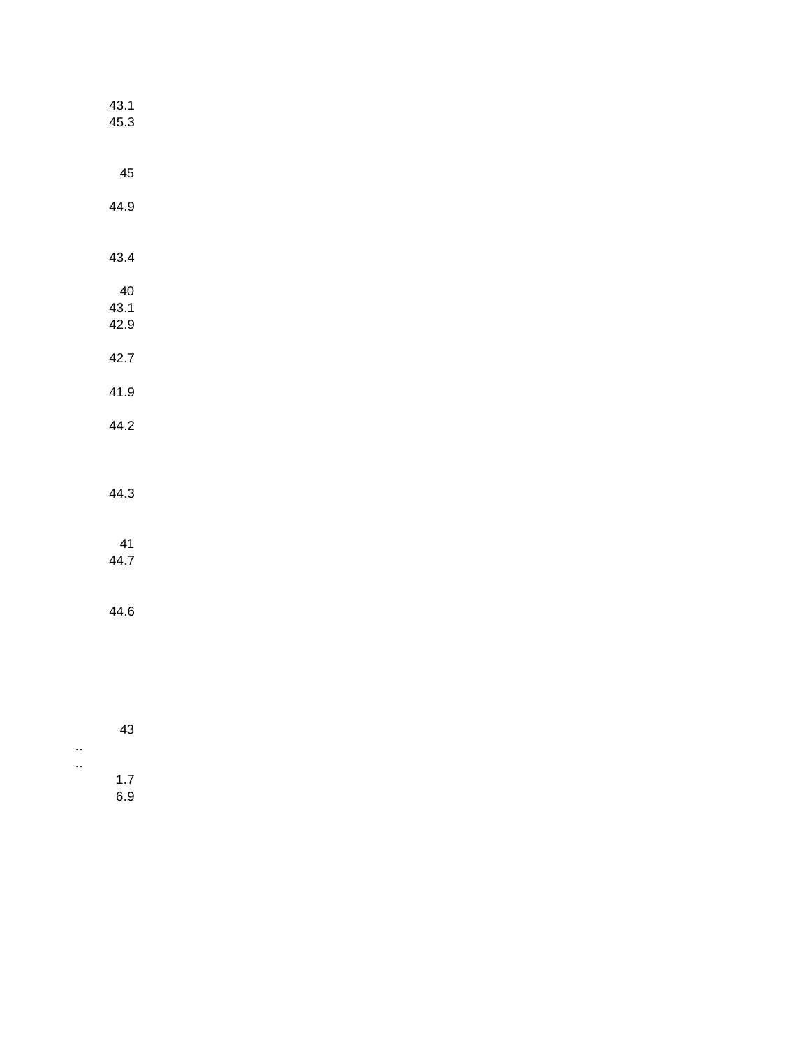| | |
|---|---|
| | 43.1 |
| | 45.3 |
| | 45 |
| | 44.9 |
| | 43.4 |
| | 40 |
| | 43.1 |
| | 42.9 |
| | 42.7 |
| | 41.9 |
| | 44.2 |
| | 44.3 |
| | 41 |
| | 44.7 |
| | 44.6 |
| | 43 |
| .. | |
| .. | |
| | 1.7 |
| | 6.9 |